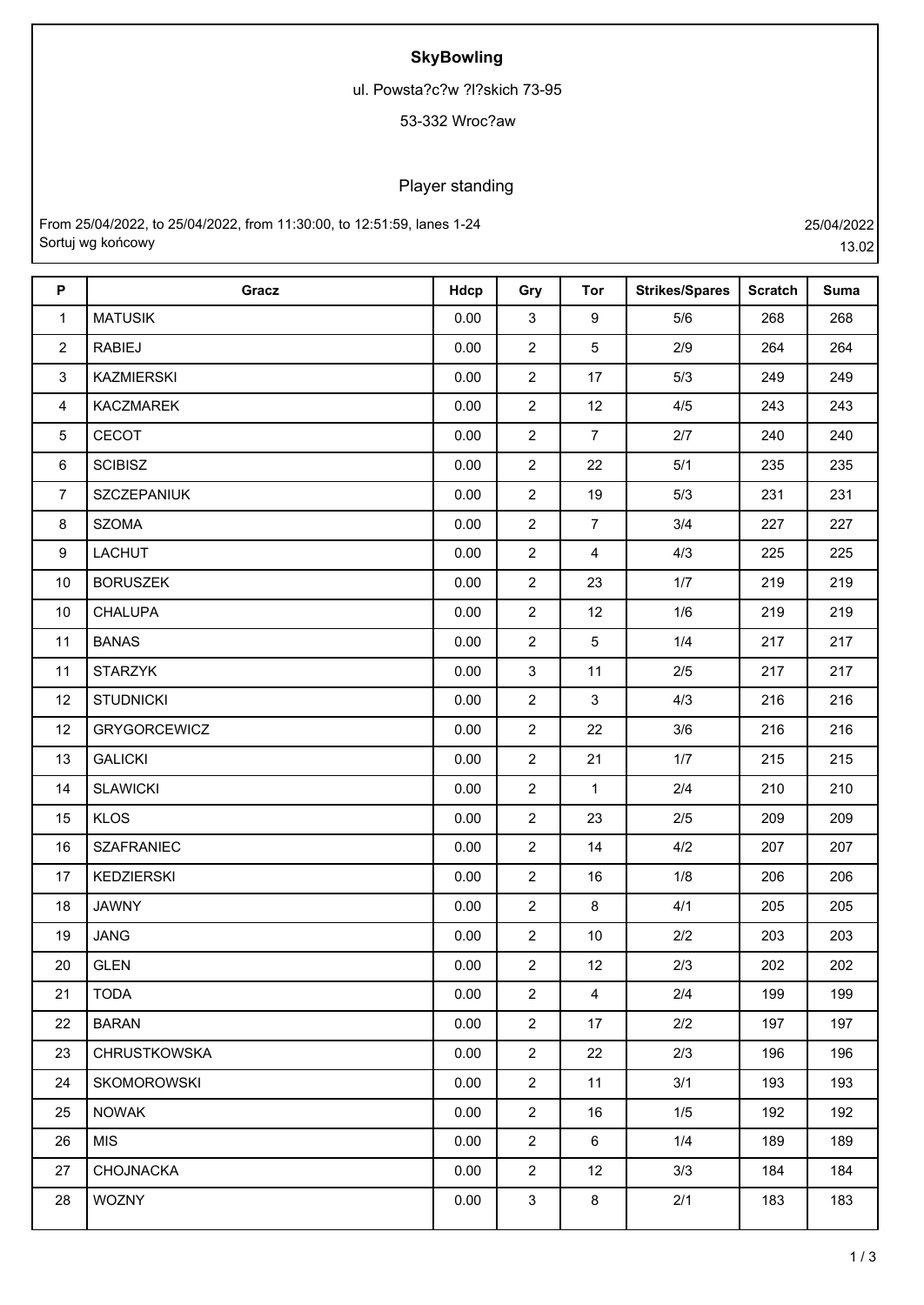# SkyBowling

ul. Powsta?c?w ?l?skich 73-95

53-332 Wroc?aw

## Player standing

From 25/04/2022, to 25/04/2022, from 11:30:00, to 12:51:59, lanes 1-24
Sortuj wg końcowy

25/04/2022
13.02

| P | Gracz | Hdcp | Gry | Tor | Strikes/Spares | Scratch | Suma |
|---|---|---|---|---|---|---|---|
| 1 | MATUSIK | 0.00 | 3 | 9 | 5/6 | 268 | 268 |
| 2 | RABIEJ | 0.00 | 2 | 5 | 2/9 | 264 | 264 |
| 3 | KAZMIERSKI | 0.00 | 2 | 17 | 5/3 | 249 | 249 |
| 4 | KACZMAREK | 0.00 | 2 | 12 | 4/5 | 243 | 243 |
| 5 | CECOT | 0.00 | 2 | 7 | 2/7 | 240 | 240 |
| 6 | SCIBISZ | 0.00 | 2 | 22 | 5/1 | 235 | 235 |
| 7 | SZCZEPANIUK | 0.00 | 2 | 19 | 5/3 | 231 | 231 |
| 8 | SZOMA | 0.00 | 2 | 7 | 3/4 | 227 | 227 |
| 9 | LACHUT | 0.00 | 2 | 4 | 4/3 | 225 | 225 |
| 10 | BORUSZEK | 0.00 | 2 | 23 | 1/7 | 219 | 219 |
| 10 | CHALUPA | 0.00 | 2 | 12 | 1/6 | 219 | 219 |
| 11 | BANAS | 0.00 | 2 | 5 | 1/4 | 217 | 217 |
| 11 | STARZYK | 0.00 | 3 | 11 | 2/5 | 217 | 217 |
| 12 | STUDNICKI | 0.00 | 2 | 3 | 4/3 | 216 | 216 |
| 12 | GRYGORCEWICZ | 0.00 | 2 | 22 | 3/6 | 216 | 216 |
| 13 | GALICKI | 0.00 | 2 | 21 | 1/7 | 215 | 215 |
| 14 | SLAWICKI | 0.00 | 2 | 1 | 2/4 | 210 | 210 |
| 15 | KLOS | 0.00 | 2 | 23 | 2/5 | 209 | 209 |
| 16 | SZAFRANIEC | 0.00 | 2 | 14 | 4/2 | 207 | 207 |
| 17 | KEDZIERSKI | 0.00 | 2 | 16 | 1/8 | 206 | 206 |
| 18 | JAWNY | 0.00 | 2 | 8 | 4/1 | 205 | 205 |
| 19 | JANG | 0.00 | 2 | 10 | 2/2 | 203 | 203 |
| 20 | GLEN | 0.00 | 2 | 12 | 2/3 | 202 | 202 |
| 21 | TODA | 0.00 | 2 | 4 | 2/4 | 199 | 199 |
| 22 | BARAN | 0.00 | 2 | 17 | 2/2 | 197 | 197 |
| 23 | CHRUSTKOWSKA | 0.00 | 2 | 22 | 2/3 | 196 | 196 |
| 24 | SKOMOROWSKI | 0.00 | 2 | 11 | 3/1 | 193 | 193 |
| 25 | NOWAK | 0.00 | 2 | 16 | 1/5 | 192 | 192 |
| 26 | MIS | 0.00 | 2 | 6 | 1/4 | 189 | 189 |
| 27 | CHOJNACKA | 0.00 | 2 | 12 | 3/3 | 184 | 184 |
| 28 | WOZNY | 0.00 | 3 | 8 | 2/1 | 183 | 183 |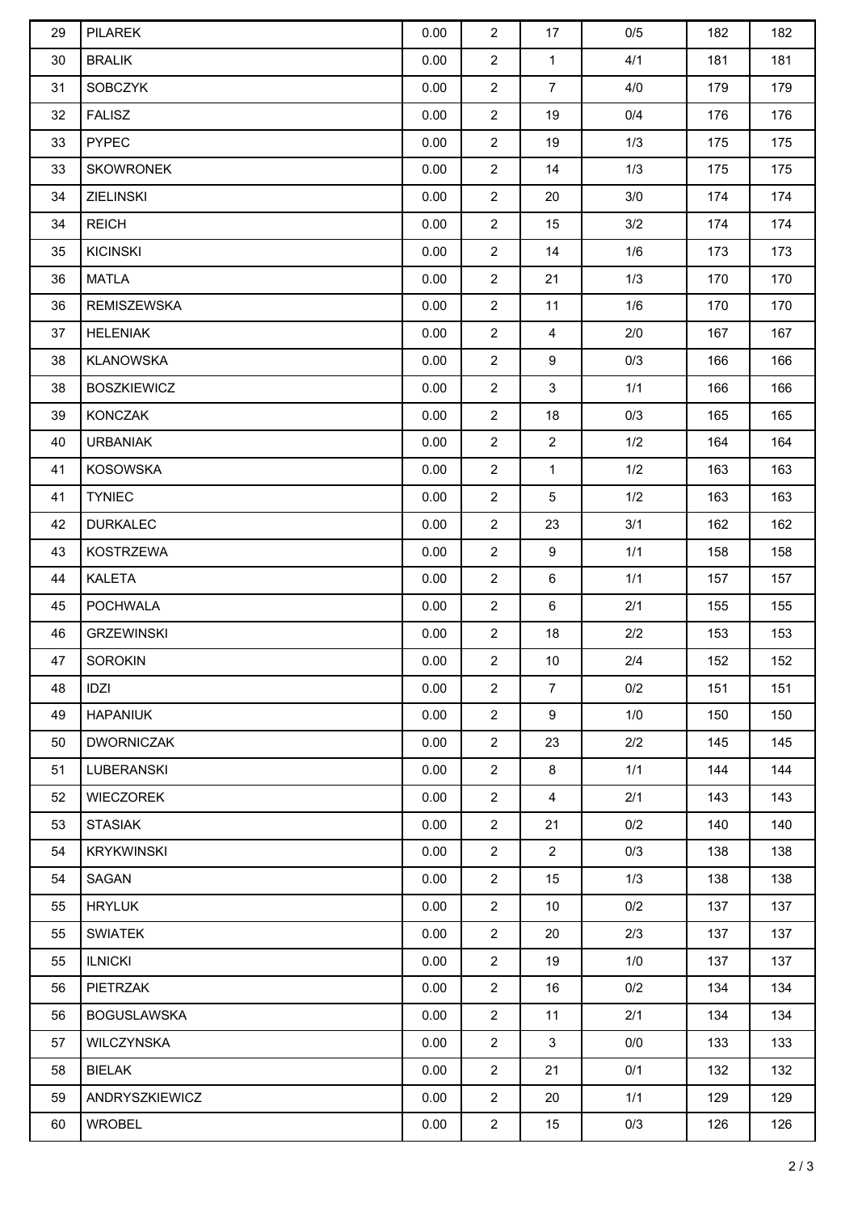| 29 | PILAREK | 0.00 | 2 | 17 | 0/5 | 182 | 182 |
|---|---|---|---|---|---|---|---|
| 30 | BRALIK | 0.00 | 2 | 1 | 4/1 | 181 | 181 |
| 31 | SOBCZYK | 0.00 | 2 | 7 | 4/0 | 179 | 179 |
| 32 | FALISZ | 0.00 | 2 | 19 | 0/4 | 176 | 176 |
| 33 | PYPEC | 0.00 | 2 | 19 | 1/3 | 175 | 175 |
| 33 | SKOWRONEK | 0.00 | 2 | 14 | 1/3 | 175 | 175 |
| 34 | ZIELINSKI | 0.00 | 2 | 20 | 3/0 | 174 | 174 |
| 34 | REICH | 0.00 | 2 | 15 | 3/2 | 174 | 174 |
| 35 | KICINSKI | 0.00 | 2 | 14 | 1/6 | 173 | 173 |
| 36 | MATLA | 0.00 | 2 | 21 | 1/3 | 170 | 170 |
| 36 | REMISZEWSKA | 0.00 | 2 | 11 | 1/6 | 170 | 170 |
| 37 | HELENIAK | 0.00 | 2 | 4 | 2/0 | 167 | 167 |
| 38 | KLANOWSKA | 0.00 | 2 | 9 | 0/3 | 166 | 166 |
| 38 | BOSZKIEWICZ | 0.00 | 2 | 3 | 1/1 | 166 | 166 |
| 39 | KONCZAK | 0.00 | 2 | 18 | 0/3 | 165 | 165 |
| 40 | URBANIAK | 0.00 | 2 | 2 | 1/2 | 164 | 164 |
| 41 | KOSOWSKA | 0.00 | 2 | 1 | 1/2 | 163 | 163 |
| 41 | TYNIEC | 0.00 | 2 | 5 | 1/2 | 163 | 163 |
| 42 | DURKALEC | 0.00 | 2 | 23 | 3/1 | 162 | 162 |
| 43 | KOSTRZEWA | 0.00 | 2 | 9 | 1/1 | 158 | 158 |
| 44 | KALETA | 0.00 | 2 | 6 | 1/1 | 157 | 157 |
| 45 | POCHWALA | 0.00 | 2 | 6 | 2/1 | 155 | 155 |
| 46 | GRZEWINSKI | 0.00 | 2 | 18 | 2/2 | 153 | 153 |
| 47 | SOROKIN | 0.00 | 2 | 10 | 2/4 | 152 | 152 |
| 48 | IDZI | 0.00 | 2 | 7 | 0/2 | 151 | 151 |
| 49 | HAPANIUK | 0.00 | 2 | 9 | 1/0 | 150 | 150 |
| 50 | DWORNICZAK | 0.00 | 2 | 23 | 2/2 | 145 | 145 |
| 51 | LUBERANSKI | 0.00 | 2 | 8 | 1/1 | 144 | 144 |
| 52 | WIECZOREK | 0.00 | 2 | 4 | 2/1 | 143 | 143 |
| 53 | STASIAK | 0.00 | 2 | 21 | 0/2 | 140 | 140 |
| 54 | KRYKWINSKI | 0.00 | 2 | 2 | 0/3 | 138 | 138 |
| 54 | SAGAN | 0.00 | 2 | 15 | 1/3 | 138 | 138 |
| 55 | HRYLUK | 0.00 | 2 | 10 | 0/2 | 137 | 137 |
| 55 | SWIATEK | 0.00 | 2 | 20 | 2/3 | 137 | 137 |
| 55 | ILNICKI | 0.00 | 2 | 19 | 1/0 | 137 | 137 |
| 56 | PIETRZAK | 0.00 | 2 | 16 | 0/2 | 134 | 134 |
| 56 | BOGUSLAWSKA | 0.00 | 2 | 11 | 2/1 | 134 | 134 |
| 57 | WILCZYNSKA | 0.00 | 2 | 3 | 0/0 | 133 | 133 |
| 58 | BIELAK | 0.00 | 2 | 21 | 0/1 | 132 | 132 |
| 59 | ANDRYSZKIEWICZ | 0.00 | 2 | 20 | 1/1 | 129 | 129 |
| 60 | WROBEL | 0.00 | 2 | 15 | 0/3 | 126 | 126 |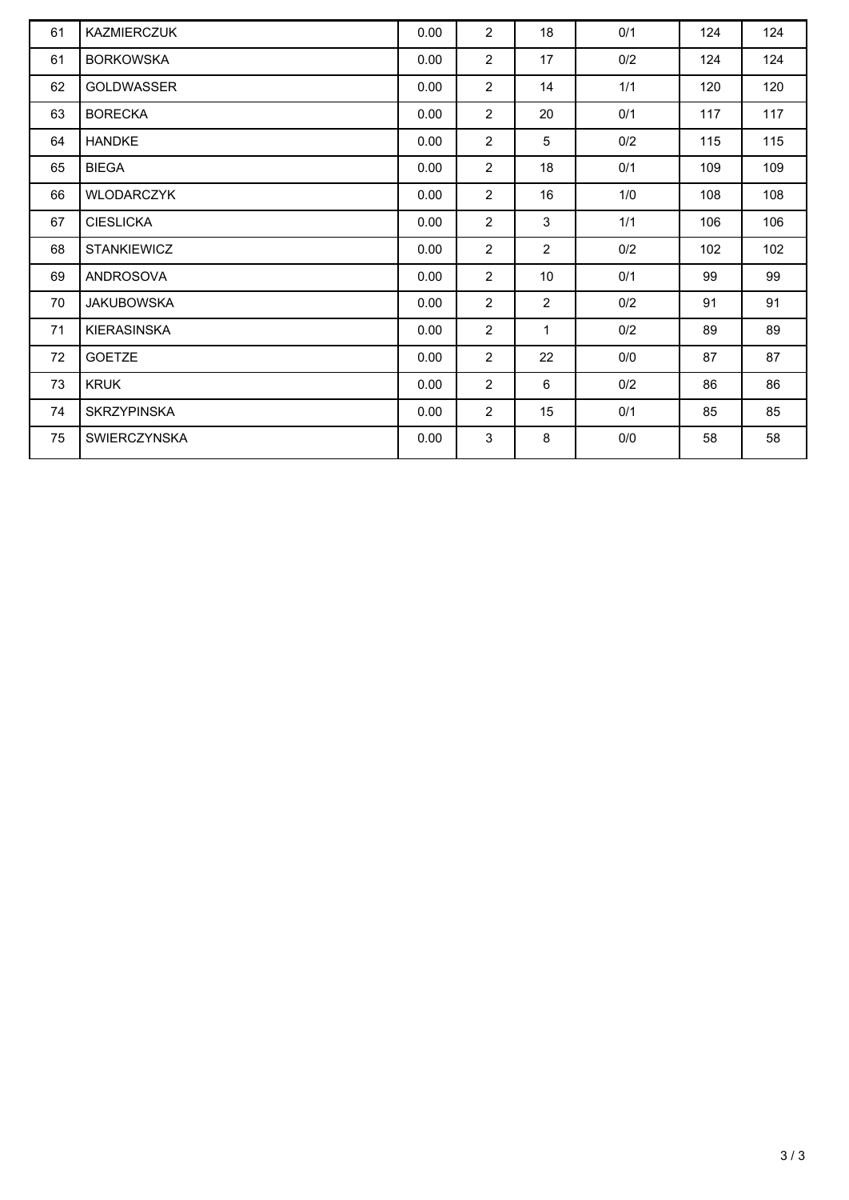| | | | | | | | |
|---|---|---|---|---|---|---|---|
| 61 | KAZMIERCZUK | 0.00 | 2 | 18 | 0/1 | 124 | 124 |
| 61 | BORKOWSKA | 0.00 | 2 | 17 | 0/2 | 124 | 124 |
| 62 | GOLDWASSER | 0.00 | 2 | 14 | 1/1 | 120 | 120 |
| 63 | BORECKA | 0.00 | 2 | 20 | 0/1 | 117 | 117 |
| 64 | HANDKE | 0.00 | 2 | 5 | 0/2 | 115 | 115 |
| 65 | BIEGA | 0.00 | 2 | 18 | 0/1 | 109 | 109 |
| 66 | WLODARCZYK | 0.00 | 2 | 16 | 1/0 | 108 | 108 |
| 67 | CIESLICKA | 0.00 | 2 | 3 | 1/1 | 106 | 106 |
| 68 | STANKIEWICZ | 0.00 | 2 | 2 | 0/2 | 102 | 102 |
| 69 | ANDROSOVA | 0.00 | 2 | 10 | 0/1 | 99 | 99 |
| 70 | JAKUBOWSKA | 0.00 | 2 | 2 | 0/2 | 91 | 91 |
| 71 | KIERASINSKA | 0.00 | 2 | 1 | 0/2 | 89 | 89 |
| 72 | GOETZE | 0.00 | 2 | 22 | 0/0 | 87 | 87 |
| 73 | KRUK | 0.00 | 2 | 6 | 0/2 | 86 | 86 |
| 74 | SKRZYPINSKA | 0.00 | 2 | 15 | 0/1 | 85 | 85 |
| 75 | SWIERCZYNSKA | 0.00 | 3 | 8 | 0/0 | 58 | 58 |